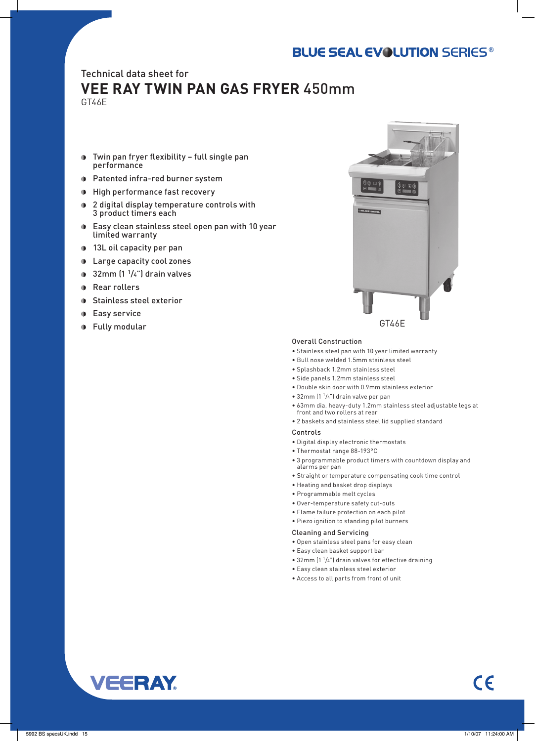BLUE SEAL EVOLUTION SERIES®

Technical data sheet for

# VEE RAY TWIN PAN GAS FRYER 450mm

GT46E

- Twin pan fryer flexibility – full single pan performance
- Patented infra-red burner system
- High performance fast recovery
- 2 digital display temperature controls with 3 product timers each
- Easy clean stainless steel open pan with 10 year limited warranty
- 13L oil capacity per pan
- Large capacity cool zones
- 32mm (1 1/4") drain valves
- Rear rollers
- Stainless steel exterior
- Easy service
- Fully modular

GT46E

### Overall Construction

- Stainless steel pan with 10 year limited warranty
- Bull nose welded 1.5mm stainless steel
- Splashback 1.2mm stainless steel
- Side panels 1.2mm stainless steel
- Double skin door with 0.9mm stainless exterior
- 32mm (1 1/4") drain valve per pan
- 63mm dia. heavy-duty 1.2mm stainless steel adjustable legs at front and two rollers at rear
- 2 baskets and stainless steel lid supplied standard

### Controls

- Digital display electronic thermostats
- Thermostat range 88-193°C
- 3 programmable product timers with countdown display and alarms per pan
- Straight or temperature compensating cook time control
- Heating and basket drop displays
- Programmable melt cycles
- Over-temperature safety cut-outs
- Flame failure protection on each pilot
- Piezo ignition to standing pilot burners

### Cleaning and Servicing

- Open stainless steel pans for easy clean
- Easy clean basket support bar
- 32mm (1 1/4") drain valves for effective draining
- Easy clean stainless steel exterior
- Access to all parts from front of unit

VEERAY®

CE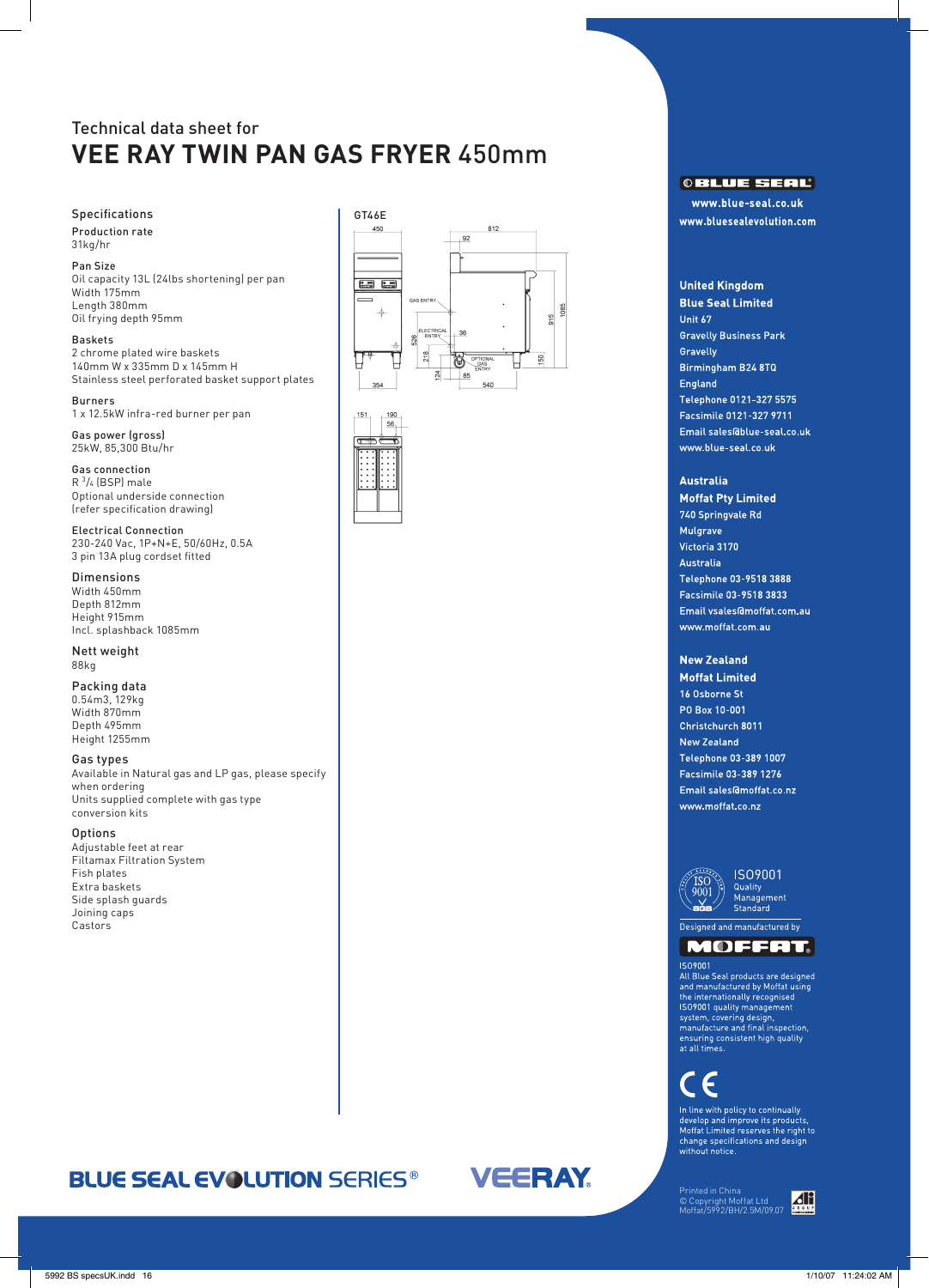Technical data sheet for

# VEE RAY TWIN PAN GAS FRYER 450mm

## Specifications

**Production rate**
31kg/hr

**Pan Size**
Oil capacity 13L (24lbs shortening) per pan
Width 175mm
Length 380mm
Oil frying depth 95mm

**Baskets**
2 chrome plated wire baskets
140mm W x 335mm D x 145mm H
Stainless steel perforated basket support plates

**Burners**
1 x 12.5kW infra-red burner per pan

**Gas power (gross)**
25kW, 85,300 Btu/hr

**Gas connection**
R $^{3}/_{4}$ (BSP) male
Optional underside connection
(refer specification drawing)

**Electrical Connection**
230-240 Vac, 1P+N+E, 50/60Hz, 0.5A
3 pin 13A plug cordset fitted

**Dimensions**
Width 450mm
Depth 812mm
Height 915mm
Incl. splashback 1085mm

**Nett weight**
88kg

**Packing data**
0.54m3, 129kg
Width 870mm
Depth 495mm
Height 1255mm

**Gas types**
Available in Natural gas and LP gas, please specify when ordering
Units supplied complete with gas type conversion kits

**Options**
Adjustable feet at rear
Filtamax Filtration System
Fish plates
Extra baskets
Side splash guards
Joining caps
Castors

GT46E

450
812
92
GAS ENTRY
ELECTRICAL ENTRY
36
1085
915
526
218
124
150
OPTIONAL GAS ENTRY
85
540
354
151
190
56

BLUE SEAL EVOLUTION SERIES®

VEERAY

BLUE SEAL
www.blue-seal.co.uk
www.bluesealevolution.com

**United Kingdom**
**Blue Seal Limited**
Unit 67
Gravelly Business Park
Gravelly
Birmingham B24 8TQ
England
Telephone 0121-327 5575
Facsimile 0121-327 9711
Email sales@blue-seal.co.uk
www.blue-seal.co.uk

**Australia**
**Moffat Pty Limited**
740 Springvale Rd
Mulgrave
Victoria 3170
Australia
Telephone 03-9518 3888
Facsimile 03-9518 3833
Email vsales@moffat.com.au
www.moffat.com.au

**New Zealand**
**Moffat Limited**
16 Osborne St
PO Box 10-001
Christchurch 8011
New Zealand
Telephone 03-389 1007
Facsimile 03-389 1276
Email sales@moffat.co.nz
www.moffat.co.nz

ISO9001 Quality Management Standard

Designed and manufactured by

MOFFAT

ISO9001
All Blue Seal products are designed and manufactured by Moffat using the internationally recognised ISO9001 quality management system, covering design, manufacture and final inspection, ensuring consistent high quality at all times.

CE

In line with policy to continually develop and improve its products, Moffat Limited reserves the right to change specifications and design without notice.

Printed in China
© Copyright Moffat Ltd
Moffat/5992/BH/2.5M/09.07